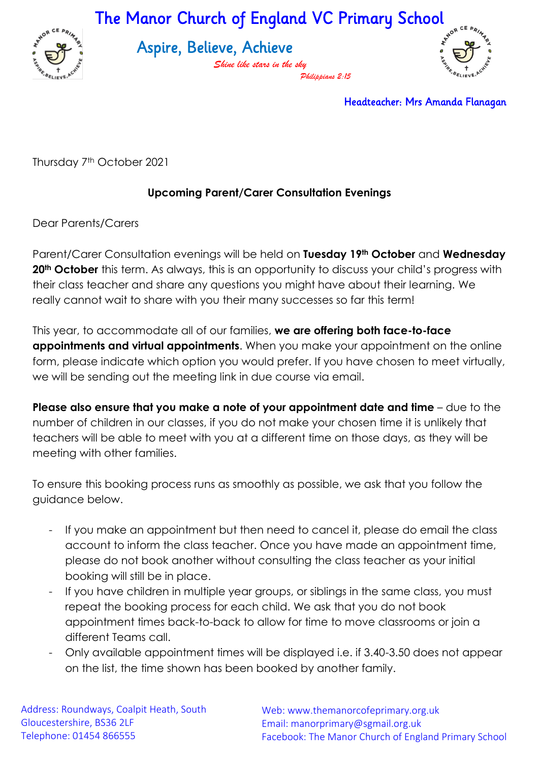# The Manor Church of England VC Primary School

## Aspire, Believe, Achieve

*Shine like stars in the sky*
*Philippians 2:15*

Headteacher: Mrs Amanda Flanagan

Thursday 7th October 2021

**Upcoming Parent/Carer Consultation Evenings**

Dear Parents/Carers

Parent/Carer Consultation evenings will be held on **Tuesday 19th October** and **Wednesday 20th October** this term. As always, this is an opportunity to discuss your child's progress with their class teacher and share any questions you might have about their learning. We really cannot wait to share with you their many successes so far this term!

This year, to accommodate all of our families, **we are offering both face-to-face appointments and virtual appointments**. When you make your appointment on the online form, please indicate which option you would prefer. If you have chosen to meet virtually, we will be sending out the meeting link in due course via email.

**Please also ensure that you make a note of your appointment date and time** – due to the number of children in our classes, if you do not make your chosen time it is unlikely that teachers will be able to meet with you at a different time on those days, as they will be meeting with other families.

To ensure this booking process runs as smoothly as possible, we ask that you follow the guidance below.

- If you make an appointment but then need to cancel it, please do email the class account to inform the class teacher. Once you have made an appointment time, please do not book another without consulting the class teacher as your initial booking will still be in place.
- If you have children in multiple year groups, or siblings in the same class, you must repeat the booking process for each child. We ask that you do not book appointment times back-to-back to allow for time to move classrooms or join a different Teams call.
- Only available appointment times will be displayed i.e. if 3.40-3.50 does not appear on the list, the time shown has been booked by another family.

Address: Roundways, Coalpit Heath, South Gloucestershire, BS36 2LF
Telephone: 01454 866555

Web: www.themanorcofeprimary.org.uk
Email: manorprimary@sgmail.org.uk
Facebook: The Manor Church of England Primary School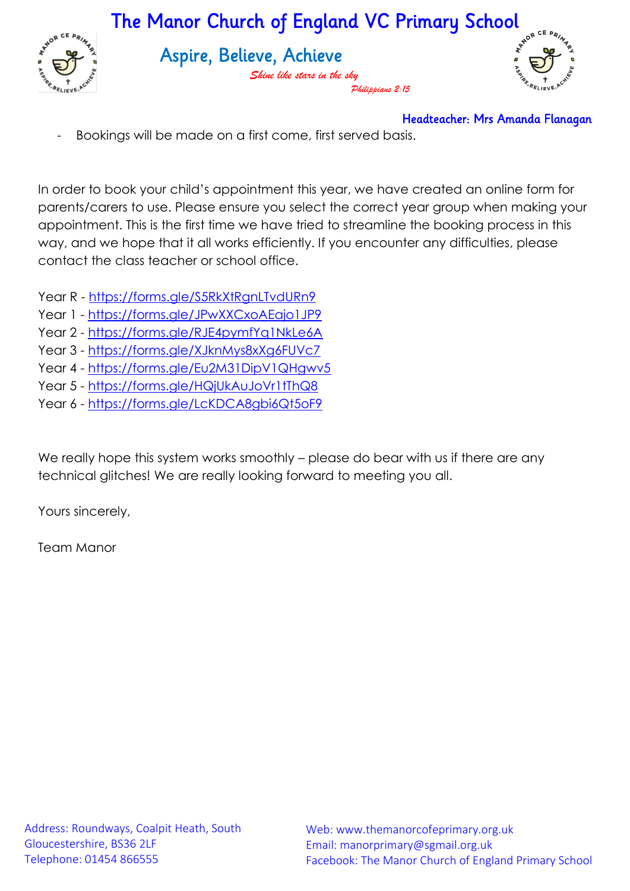- Bookings will be made on a first come, first served basis.

In order to book your child's appointment this year, we have created an online form for parents/carers to use. Please ensure you select the correct year group when making your appointment. This is the first time we have tried to streamline the booking process in this way, and we hope that it all works efficiently. If you encounter any difficulties, please contact the class teacher or school office.

Year R - https://forms.gle/S5RkXtRgnLTvdURn9
Year 1 - https://forms.gle/JPwXXCxoAEajo1JP9
Year 2 - https://forms.gle/RJE4pymfYq1NkLe6A
Year 3 - https://forms.gle/XJknMys8xXg6FUVc7
Year 4 - https://forms.gle/Eu2M31DipV1QHgwv5
Year 5 - https://forms.gle/HQjUkAuJoVr1tThQ8
Year 6 - https://forms.gle/LcKDCA8gbi6Qt5oF9

We really hope this system works smoothly – please do bear with us if there are any technical glitches! We are really looking forward to meeting you all.

Yours sincerely,

Team Manor